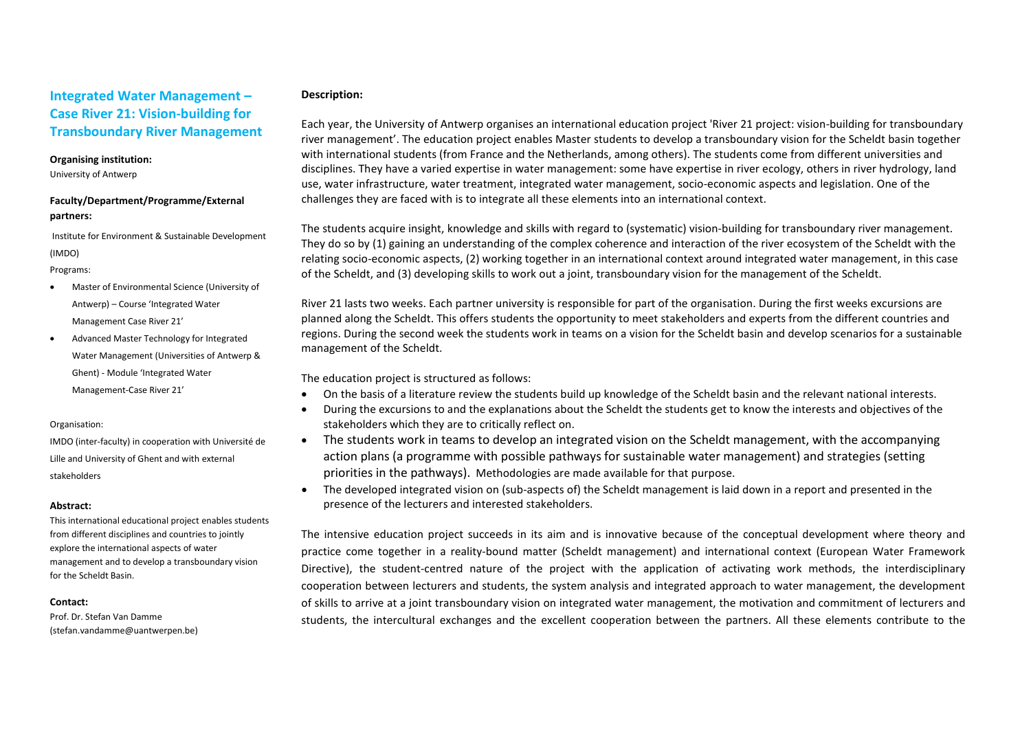# Integrated Water Management – Case River 21: Vision-building for Transboundary River Management

**Organising institution:**
University of Antwerp

**Faculty/Department/Programme/External partners:**

Institute for Environment & Sustainable Development (IMDO)

Programs:

- Master of Environmental Science (University of Antwerp) – Course 'Integrated Water Management Case River 21'
- Advanced Master Technology for Integrated Water Management (Universities of Antwerp & Ghent) - Module 'Integrated Water Management-Case River 21'

Organisation:

IMDO (inter-faculty) in cooperation with Université de Lille and University of Ghent and with external stakeholders

**Abstract:**
This international educational project enables students from different disciplines and countries to jointly explore the international aspects of water management and to develop a transboundary vision for the Scheldt Basin.

**Contact:**
Prof. Dr. Stefan Van Damme
(stefan.vandamme@uantwerpen.be)

**Description:**

Each year, the University of Antwerp organises an international education project 'River 21 project: vision-building for transboundary river management'. The education project enables Master students to develop a transboundary vision for the Scheldt basin together with international students (from France and the Netherlands, among others). The students come from different universities and disciplines. They have a varied expertise in water management: some have expertise in river ecology, others in river hydrology, land use, water infrastructure, water treatment, integrated water management, socio-economic aspects and legislation. One of the challenges they are faced with is to integrate all these elements into an international context.

The students acquire insight, knowledge and skills with regard to (systematic) vision-building for transboundary river management. They do so by (1) gaining an understanding of the complex coherence and interaction of the river ecosystem of the Scheldt with the relating socio-economic aspects, (2) working together in an international context around integrated water management, in this case of the Scheldt, and (3) developing skills to work out a joint, transboundary vision for the management of the Scheldt.

River 21 lasts two weeks. Each partner university is responsible for part of the organisation. During the first weeks excursions are planned along the Scheldt. This offers students the opportunity to meet stakeholders and experts from the different countries and regions. During the second week the students work in teams on a vision for the Scheldt basin and develop scenarios for a sustainable management of the Scheldt.

The education project is structured as follows:

- On the basis of a literature review the students build up knowledge of the Scheldt basin and the relevant national interests.
- During the excursions to and the explanations about the Scheldt the students get to know the interests and objectives of the stakeholders which they are to critically reflect on.
- The students work in teams to develop an integrated vision on the Scheldt management, with the accompanying action plans (a programme with possible pathways for sustainable water management) and strategies (setting priorities in the pathways). Methodologies are made available for that purpose.
- The developed integrated vision on (sub-aspects of) the Scheldt management is laid down in a report and presented in the presence of the lecturers and interested stakeholders.

The intensive education project succeeds in its aim and is innovative because of the conceptual development where theory and practice come together in a reality-bound matter (Scheldt management) and international context (European Water Framework Directive), the student-centred nature of the project with the application of activating work methods, the interdisciplinary cooperation between lecturers and students, the system analysis and integrated approach to water management, the development of skills to arrive at a joint transboundary vision on integrated water management, the motivation and commitment of lecturers and students, the intercultural exchanges and the excellent cooperation between the partners. All these elements contribute to the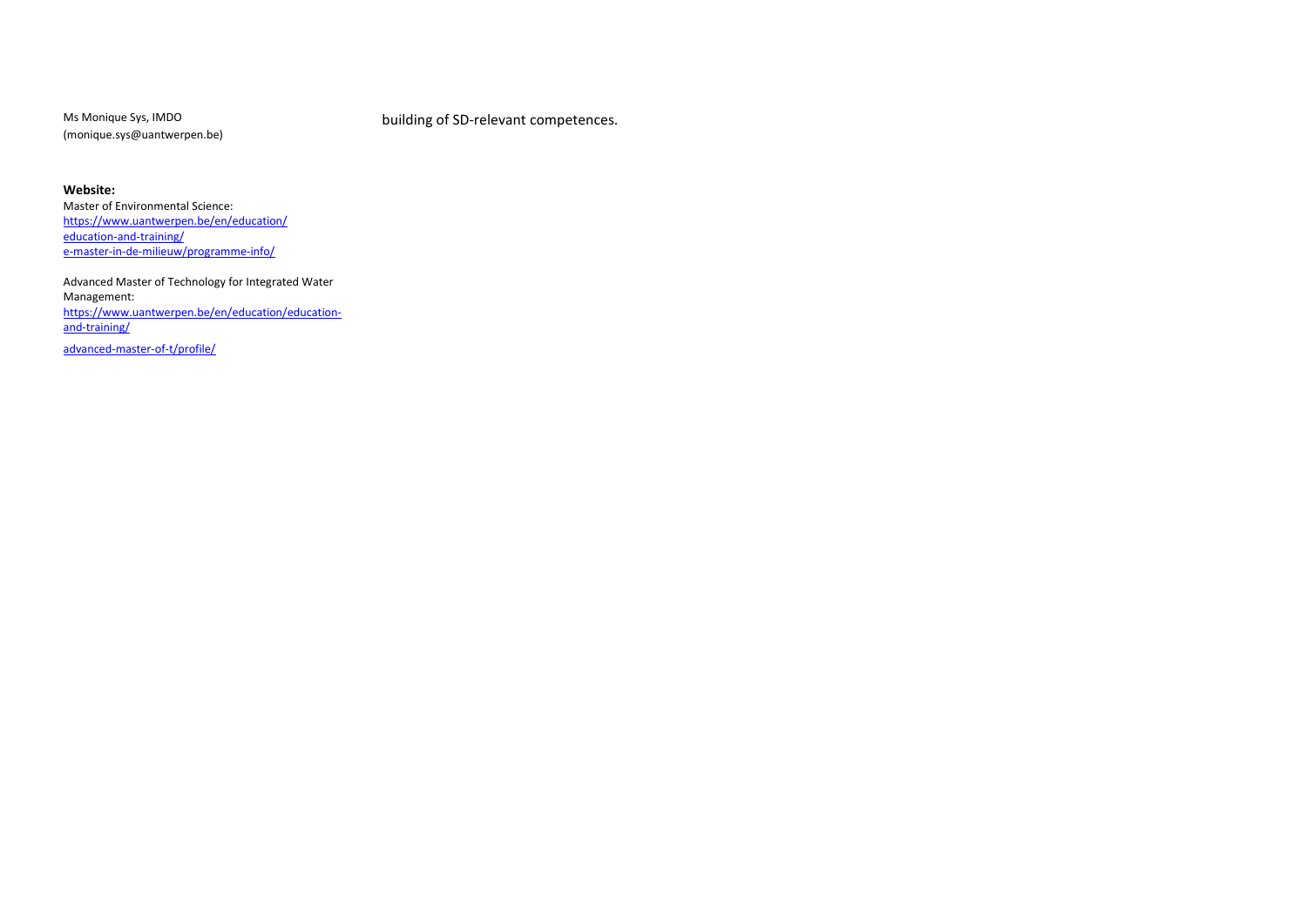Ms Monique Sys, IMDO
(monique.sys@uantwerpen.be)

building of SD-relevant competences.

**Website:**
Master of Environmental Science:
https://www.uantwerpen.be/en/education/
education-and-training/
e-master-in-de-milieuw/programme-info/

Advanced Master of Technology for Integrated Water Management:
https://www.uantwerpen.be/en/education/education-and-training/

advanced-master-of-t/profile/